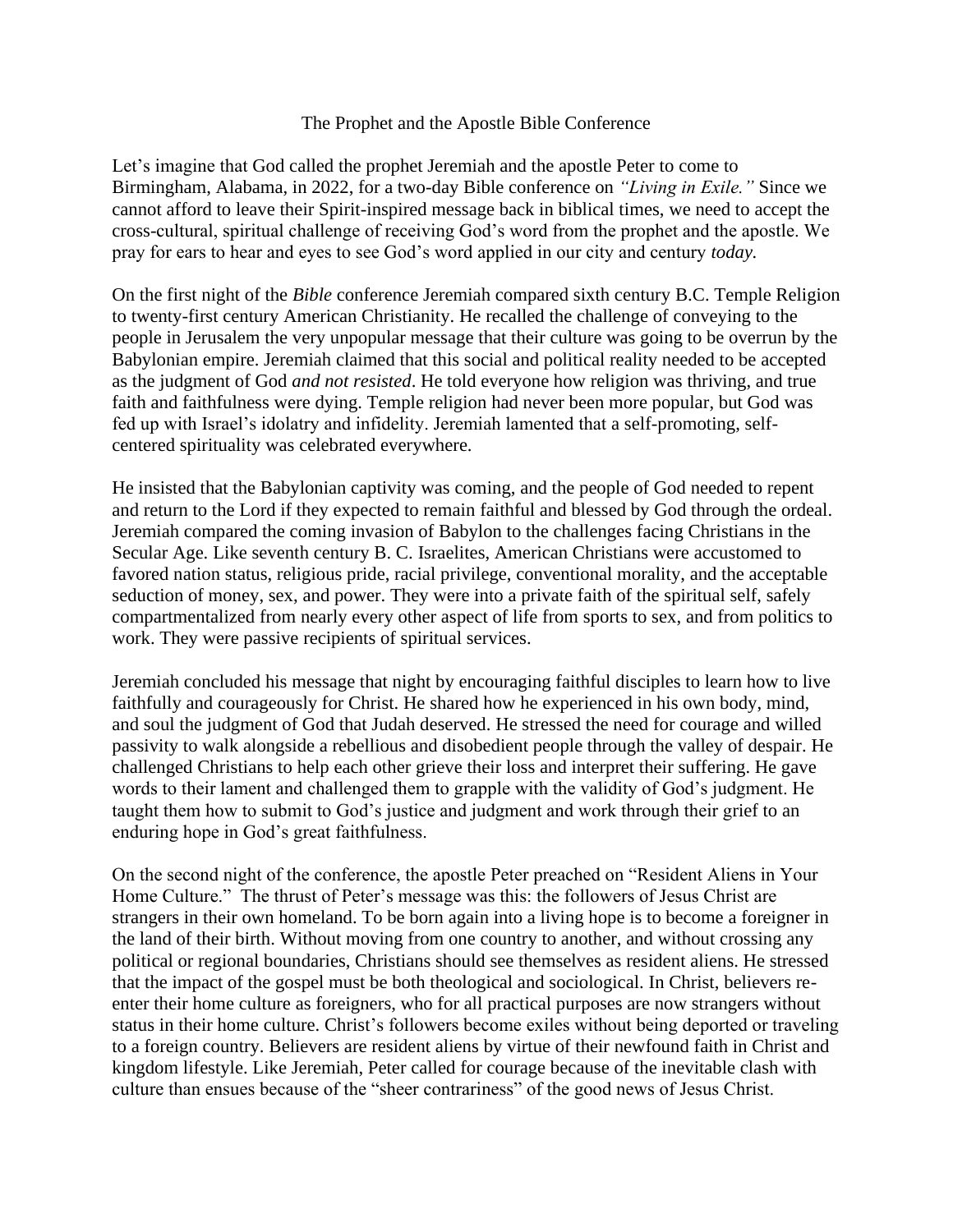# The Prophet and the Apostle Bible Conference

Let's imagine that God called the prophet Jeremiah and the apostle Peter to come to Birmingham, Alabama, in 2022, for a two-day Bible conference on *"Living in Exile."* Since we cannot afford to leave their Spirit-inspired message back in biblical times, we need to accept the cross-cultural, spiritual challenge of receiving God's word from the prophet and the apostle. We pray for ears to hear and eyes to see God's word applied in our city and century *today.*

On the first night of the *Bible* conference Jeremiah compared sixth century B.C. Temple Religion to twenty-first century American Christianity. He recalled the challenge of conveying to the people in Jerusalem the very unpopular message that their culture was going to be overrun by the Babylonian empire. Jeremiah claimed that this social and political reality needed to be accepted as the judgment of God *and not resisted*. He told everyone how religion was thriving, and true faith and faithfulness were dying. Temple religion had never been more popular, but God was fed up with Israel's idolatry and infidelity. Jeremiah lamented that a self-promoting, self-centered spirituality was celebrated everywhere.

He insisted that the Babylonian captivity was coming, and the people of God needed to repent and return to the Lord if they expected to remain faithful and blessed by God through the ordeal. Jeremiah compared the coming invasion of Babylon to the challenges facing Christians in the Secular Age. Like seventh century B. C. Israelites, American Christians were accustomed to favored nation status, religious pride, racial privilege, conventional morality, and the acceptable seduction of money, sex, and power. They were into a private faith of the spiritual self, safely compartmentalized from nearly every other aspect of life from sports to sex, and from politics to work. They were passive recipients of spiritual services.

Jeremiah concluded his message that night by encouraging faithful disciples to learn how to live faithfully and courageously for Christ. He shared how he experienced in his own body, mind, and soul the judgment of God that Judah deserved. He stressed the need for courage and willed passivity to walk alongside a rebellious and disobedient people through the valley of despair. He challenged Christians to help each other grieve their loss and interpret their suffering. He gave words to their lament and challenged them to grapple with the validity of God's judgment. He taught them how to submit to God's justice and judgment and work through their grief to an enduring hope in God's great faithfulness.

On the second night of the conference, the apostle Peter preached on "Resident Aliens in Your Home Culture." The thrust of Peter's message was this: the followers of Jesus Christ are strangers in their own homeland. To be born again into a living hope is to become a foreigner in the land of their birth. Without moving from one country to another, and without crossing any political or regional boundaries, Christians should see themselves as resident aliens. He stressed that the impact of the gospel must be both theological and sociological. In Christ, believers re-enter their home culture as foreigners, who for all practical purposes are now strangers without status in their home culture. Christ's followers become exiles without being deported or traveling to a foreign country. Believers are resident aliens by virtue of their newfound faith in Christ and kingdom lifestyle. Like Jeremiah, Peter called for courage because of the inevitable clash with culture than ensues because of the "sheer contrariness" of the good news of Jesus Christ.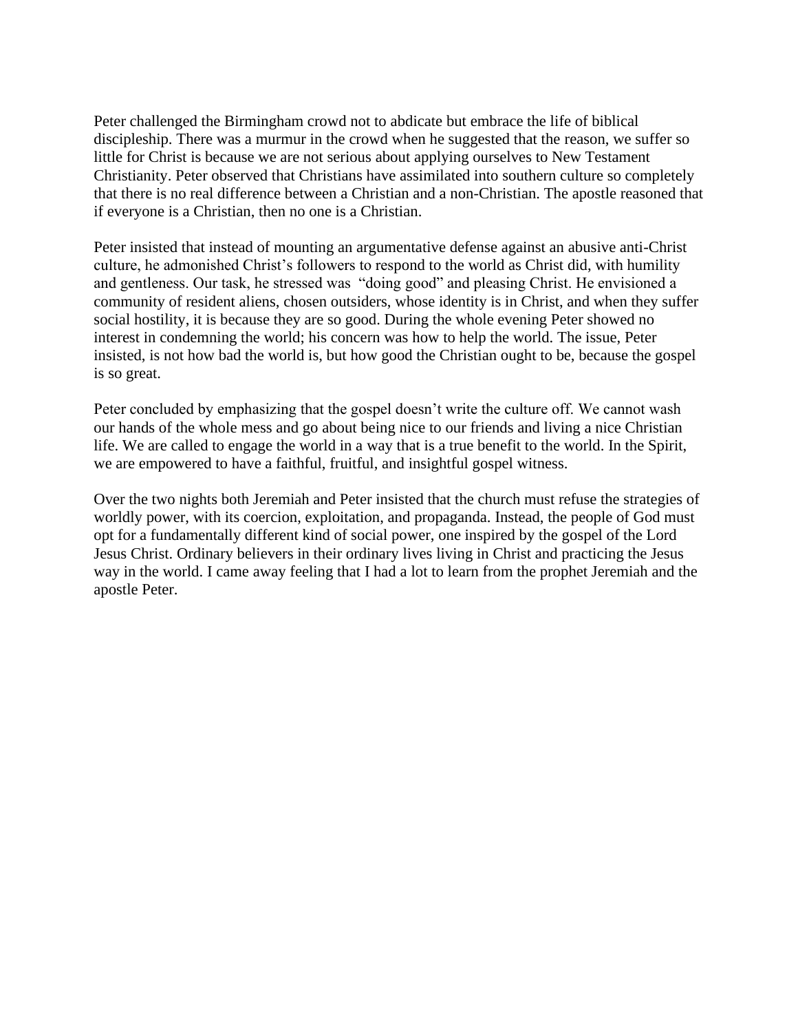Peter challenged the Birmingham crowd not to abdicate but embrace the life of biblical discipleship. There was a murmur in the crowd when he suggested that the reason, we suffer so little for Christ is because we are not serious about applying ourselves to New Testament Christianity. Peter observed that Christians have assimilated into southern culture so completely that there is no real difference between a Christian and a non-Christian. The apostle reasoned that if everyone is a Christian, then no one is a Christian.

Peter insisted that instead of mounting an argumentative defense against an abusive anti-Christ culture, he admonished Christ's followers to respond to the world as Christ did, with humility and gentleness. Our task, he stressed was "doing good" and pleasing Christ. He envisioned a community of resident aliens, chosen outsiders, whose identity is in Christ, and when they suffer social hostility, it is because they are so good. During the whole evening Peter showed no interest in condemning the world; his concern was how to help the world. The issue, Peter insisted, is not how bad the world is, but how good the Christian ought to be, because the gospel is so great.

Peter concluded by emphasizing that the gospel doesn't write the culture off. We cannot wash our hands of the whole mess and go about being nice to our friends and living a nice Christian life. We are called to engage the world in a way that is a true benefit to the world. In the Spirit, we are empowered to have a faithful, fruitful, and insightful gospel witness.

Over the two nights both Jeremiah and Peter insisted that the church must refuse the strategies of worldly power, with its coercion, exploitation, and propaganda. Instead, the people of God must opt for a fundamentally different kind of social power, one inspired by the gospel of the Lord Jesus Christ. Ordinary believers in their ordinary lives living in Christ and practicing the Jesus way in the world. I came away feeling that I had a lot to learn from the prophet Jeremiah and the apostle Peter.